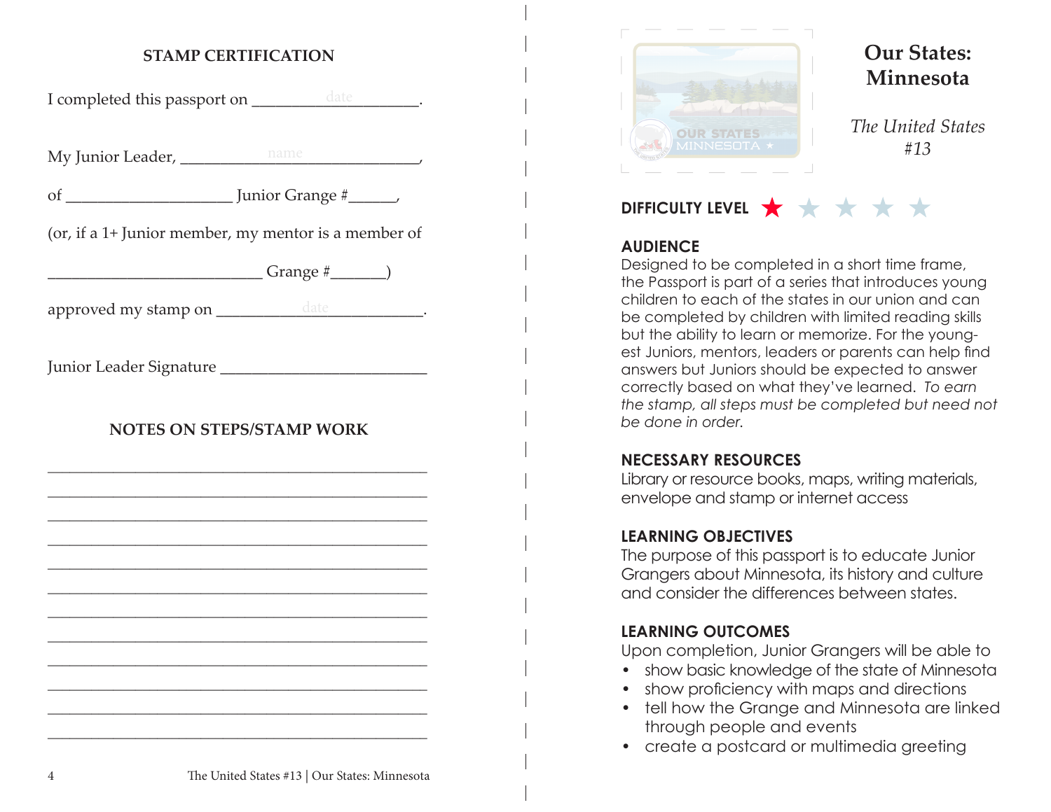## STAMP CERTIFICATION

I completed this passport on ________date________.

My Junior Leader, ________name________,

of ____________________ Junior Grange #______,

(or, if a 1+ Junior member, my mentor is a member of

__________________________ Grange #_______)

approved my stamp on ________date________.

Junior Leader Signature __________________________

## NOTES ON STEPS/STAMP WORK

______________________________________________

______________________________________________

______________________________________________

______________________________________________

______________________________________________

______________________________________________

______________________________________________

______________________________________________

______________________________________________

______________________________________________

______________________________________________

______________________________________________

# Our States: Minnesota

*The United States #13*

**DIFFICULTY LEVEL** ★ ☆ ☆ ☆ ☆

### AUDIENCE

Designed to be completed in a short time frame, the Passport is part of a series that introduces young children to each of the states in our union and can be completed by children with limited reading skills but the ability to learn or memorize. For the youngest Juniors, mentors, leaders or parents can help find answers but Juniors should be expected to answer correctly based on what they've learned. *To earn the stamp, all steps must be completed but need not be done in order.*

### NECESSARY RESOURCES

Library or resource books, maps, writing materials, envelope and stamp or internet access

### LEARNING OBJECTIVES

The purpose of this passport is to educate Junior Grangers about Minnesota, its history and culture and consider the differences between states.

### LEARNING OUTCOMES

Upon completion, Junior Grangers will be able to

- show basic knowledge of the state of Minnesota
- show proficiency with maps and directions
- tell how the Grange and Minnesota are linked through people and events
- create a postcard or multimedia greeting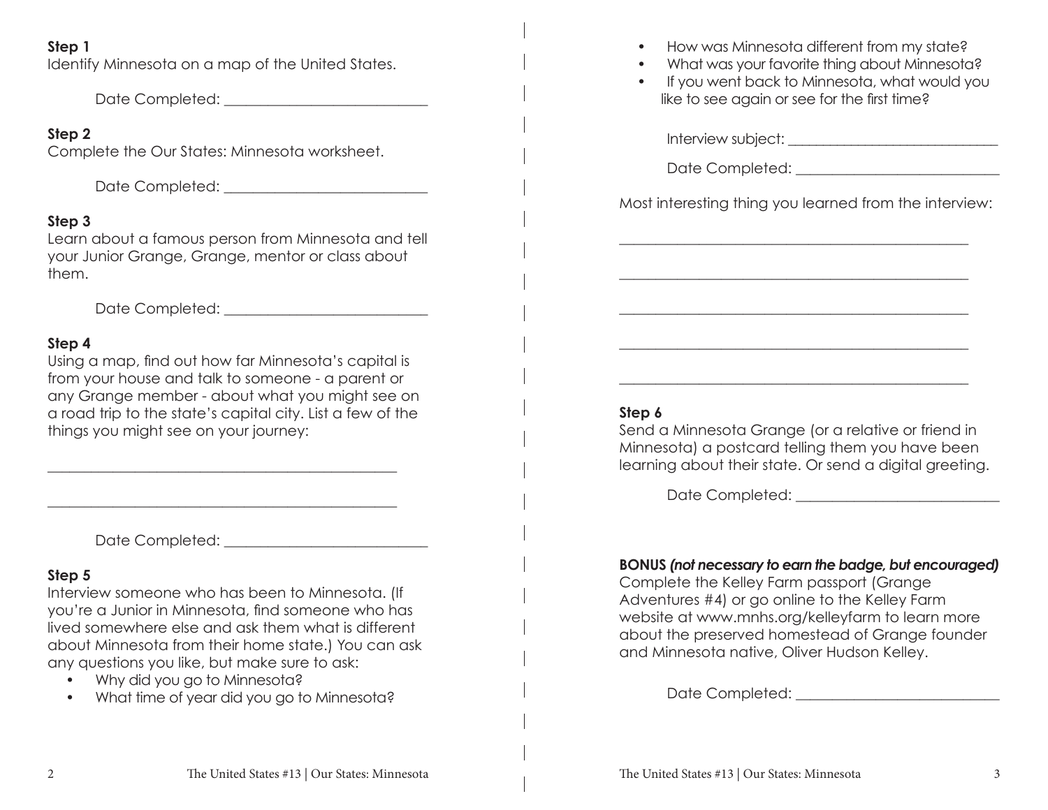**Step 1**
Identify Minnesota on a map of the United States.

Date Completed: ___________________________

**Step 2**
Complete the Our States: Minnesota worksheet.

Date Completed: ___________________________

**Step 3**
Learn about a famous person from Minnesota and tell your Junior Grange, Grange, mentor or class about them.

Date Completed: ___________________________

**Step 4**
Using a map, find out how far Minnesota's capital is from your house and talk to someone - a parent or any Grange member - about what you might see on a road trip to the state's capital city. List a few of the things you might see on your journey:

_______________________________________________

_______________________________________________

Date Completed: ___________________________

**Step 5**
Interview someone who has been to Minnesota. (If you're a Junior in Minnesota, find someone who has lived somewhere else and ask them what is different about Minnesota from their home state.) You can ask any questions you like, but make sure to ask:

- Why did you go to Minnesota?
- What time of year did you go to Minnesota?
- How was Minnesota different from my state?
- What was your favorite thing about Minnesota?
- If you went back to Minnesota, what would you like to see again or see for the first time?

Interview subject: ____________________________

Date Completed: ___________________________

Most interesting thing you learned from the interview:

_______________________________________________

_______________________________________________

_______________________________________________

_______________________________________________

_______________________________________________

**Step 6**
Send a Minnesota Grange (or a relative or friend in Minnesota) a postcard telling them you have been learning about their state. Or send a digital greeting.

Date Completed: ___________________________

**BONUS** ***(not necessary to earn the badge, but encouraged)***
Complete the Kelley Farm passport (Grange Adventures #4) or go online to the Kelley Farm website at www.mnhs.org/kelleyfarm to learn more about the preserved homestead of Grange founder and Minnesota native, Oliver Hudson Kelley.

Date Completed: ___________________________